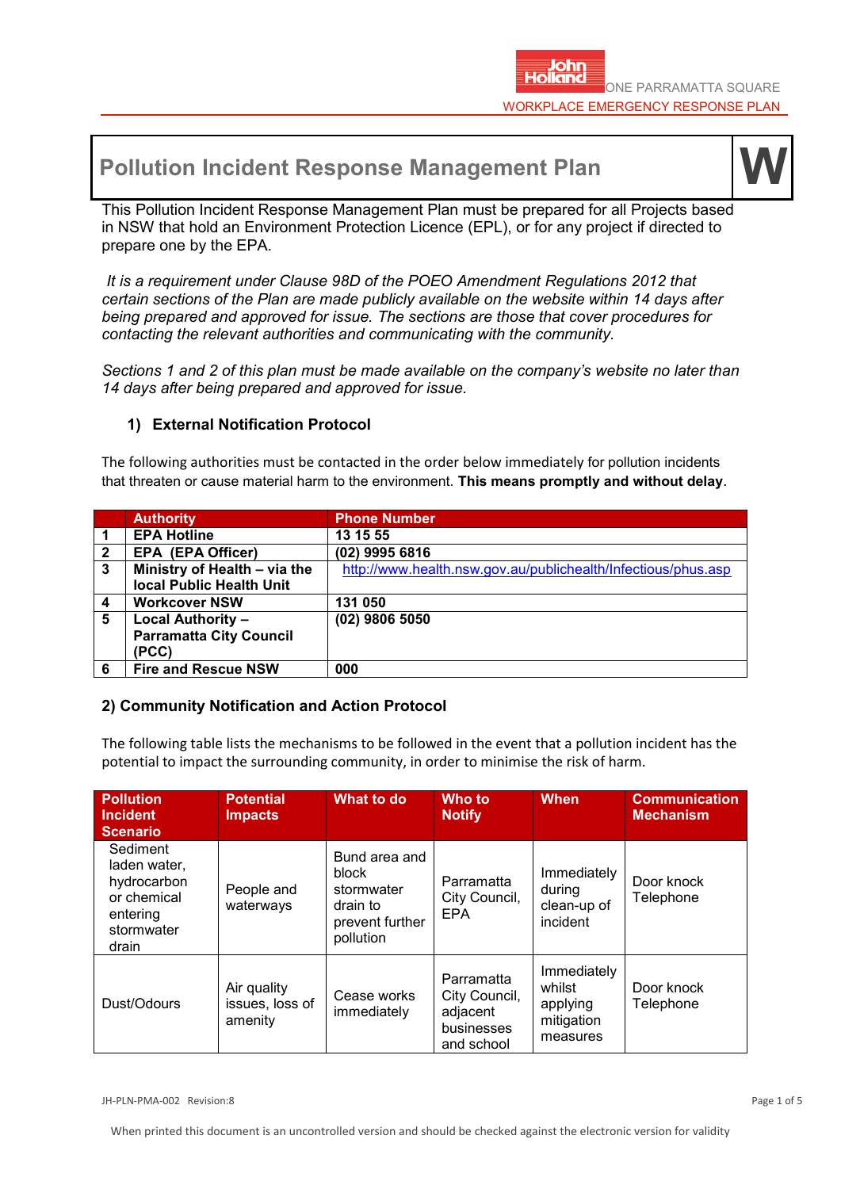# Pollution Incident Response Management Plan

**W**

This Pollution Incident Response Management Plan must be prepared for all Projects based in NSW that hold an Environment Protection Licence (EPL), or for any project if directed to prepare one by the EPA.

*It is a requirement under Clause 98D of the POEO Amendment Regulations 2012 that certain sections of the Plan are made publicly available on the website within 14 days after being prepared and approved for issue. The sections are those that cover procedures for contacting the relevant authorities and communicating with the community.*

*Sections 1 and 2 of this plan must be made available on the company's website no later than 14 days after being prepared and approved for issue.*

## 1) External Notification Protocol

The following authorities must be contacted in the order below immediately for pollution incidents that threaten or cause material harm to the environment. **This means promptly and without delay**.

| | Authority | Phone Number |
|---|---|---|
| **1** | **EPA Hotline** | **13 15 55** |
| **2** | **EPA (EPA Officer)** | **(02) 9995 6816** |
| **3** | **Ministry of Health – via the local Public Health Unit** | http://www.health.nsw.gov.au/publichealth/Infectious/phus.asp |
| **4** | **Workcover NSW** | **131 050** |
| **5** | **Local Authority – Parramatta City Council (PCC)** | **(02) 9806 5050** |
| **6** | **Fire and Rescue NSW** | **000** |

## 2) Community Notification and Action Protocol

The following table lists the mechanisms to be followed in the event that a pollution incident has the potential to impact the surrounding community, in order to minimise the risk of harm.

| Pollution Incident Scenario | Potential Impacts | What to do | Who to Notify | When | Communication Mechanism |
|---|---|---|---|---|---|
| Sediment laden water, hydrocarbon or chemical entering stormwater drain | People and waterways | Bund area and block stormwater drain to prevent further pollution | Parramatta City Council, EPA | Immediately during clean-up of incident | Door knock<br>Telephone |
| Dust/Odours | Air quality issues, loss of amenity | Cease works immediately | Parramatta City Council, adjacent businesses and school | Immediately whilst applying mitigation measures | Door knock<br>Telephone |

JH-PLN-PMA-002 Revision:8

When printed this document is an uncontrolled version and should be checked against the electronic version for validity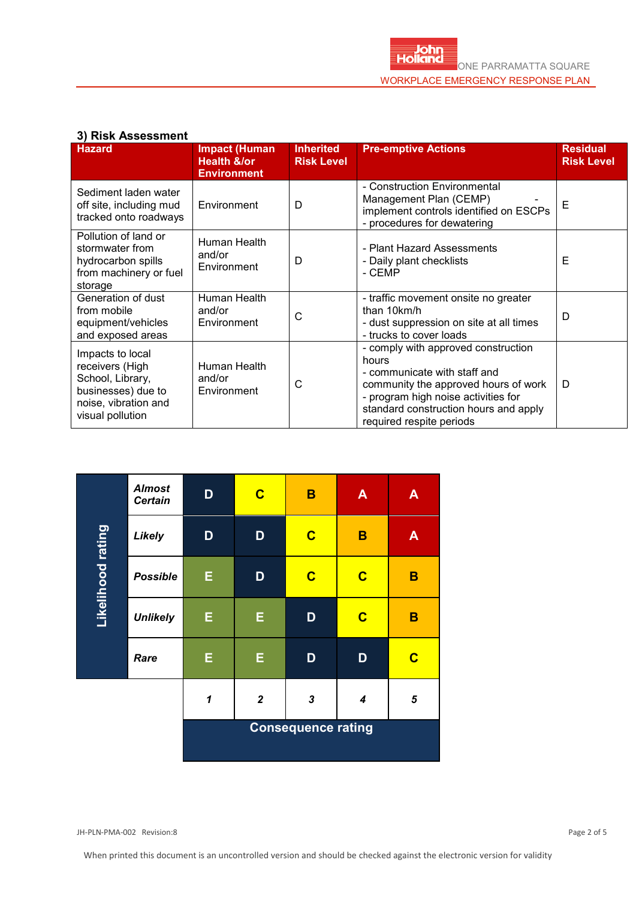## 3) Risk Assessment

| Hazard | Impact (Human Health &/or Environment | Inherited Risk Level | Pre-emptive Actions | Residual Risk Level |
|---|---|---|---|---|
| Sediment laden water off site, including mud tracked onto roadways | Environment | D | - Construction Environmental Management Plan (CEMP) - implement controls identified on ESCPs<br>- procedures for dewatering | E |
| Pollution of land or stormwater from hydrocarbon spills from machinery or fuel storage | Human Health and/or Environment | D | - Plant Hazard Assessments<br>- Daily plant checklists<br>- CEMP | E |
| Generation of dust from mobile equipment/vehicles and exposed areas | Human Health and/or Environment | C | - traffic movement onsite no greater than 10km/h<br>- dust suppression on site at all times<br>- trucks to cover loads | D |
| Impacts to local receivers (High School, Library, businesses) due to noise, vibration and visual pollution | Human Health and/or Environment | C | - comply with approved construction hours<br>- communicate with staff and community the approved hours of work<br>- program high noise activities for standard construction hours and apply required respite periods | D |

| Likelihood rating | 1 | 2 | 3 | 4 | 5 |
|---|---|---|---|---|---|
| ***Almost Certain*** | D | C | B | A | A |
| ***Likely*** | D | D | C | B | A |
| ***Possible*** | E | D | C | C | B |
| ***Unlikely*** | E | E | D | C | B |
| ***Rare*** | E | E | D | D | C |

**Consequence rating**

JH-PLN-PMA-002 Revision:8

When printed this document is an uncontrolled version and should be checked against the electronic version for validity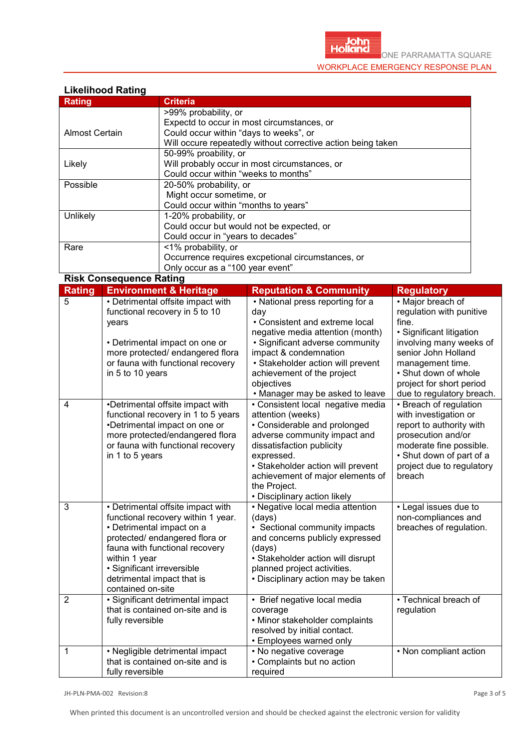## Likelihood Rating

| Rating | Criteria |
|---|---|
| Almost Certain | >99% probability, or<br>Expectd to occur in most circumstances, or<br>Could occur within "days to weeks", or<br>Will occure repeatedly without corrective action being taken |
| Likely | 50-99% proability, or<br>Will probably occur in most circumstances, or<br>Could occur within "weeks to months" |
| Possible | 20-50% probability, or<br>Might occur sometime, or<br>Could occur within "months to years" |
| Unlikely | 1-20% probability, or<br>Could occur but would not be expected, or<br>Could occur in "years to decades" |
| Rare | <1% probability, or<br>Occurrence requires excpetional circumstances, or<br>Only occur as a "100 year event" |

## Risk Consequence Rating

| Rating | Environment & Heritage | Reputation & Community | Regulatory |
|---|---|---|---|
| 5 | • Detrimental offsite impact with functional recovery in 5 to 10 years<br><br>• Detrimental impact on one or more protected/ endangered flora or fauna with functional recovery in 5 to 10 years | • National press reporting for a day<br>• Consistent and extreme local negative media attention (month)<br>• Significant adverse community impact & condemnation<br>• Stakeholder action will prevent achievement of the project objectives<br>• Manager may be asked to leave | • Major breach of regulation with punitive fine.<br>• Significant litigation involving many weeks of senior John Holland management time.<br>• Shut down of whole project for short period due to regulatory breach. |
| 4 | •Detrimental offsite impact with functional recovery in 1 to 5 years<br>•Detrimental impact on one or more protected/endangered flora or fauna with functional recovery in 1 to 5 years | • Consistent local negative media attention (weeks)<br>• Considerable and prolonged adverse community impact and dissatisfaction publicity expressed.<br>• Stakeholder action will prevent achievement of major elements of the Project.<br>• Disciplinary action likely | • Breach of regulation with investigation or report to authority with prosecution and/or moderate fine possible.<br>• Shut down of part of a project due to regulatory breach |
| 3 | • Detrimental offsite impact with functional recovery within 1 year.<br>• Detrimental impact on a protected/ endangered flora or fauna with functional recovery within 1 year<br>• Significant irreversible detrimental impact that is contained on-site | • Negative local media attention (days)<br>• Sectional community impacts and concerns publicly expressed (days)<br>• Stakeholder action will disrupt planned project activities.<br>• Disciplinary action may be taken | • Legal issues due to non-compliances and breaches of regulation. |
| 2 | • Significant detrimental impact that is contained on-site and is fully reversible | • Brief negative local media coverage<br>• Minor stakeholder complaints resolved by initial contact.<br>• Employees warned only | • Technical breach of regulation |
| 1 | • Negligible detrimental impact that is contained on-site and is fully reversible | • No negative coverage<br>• Complaints but no action required | • Non compliant action |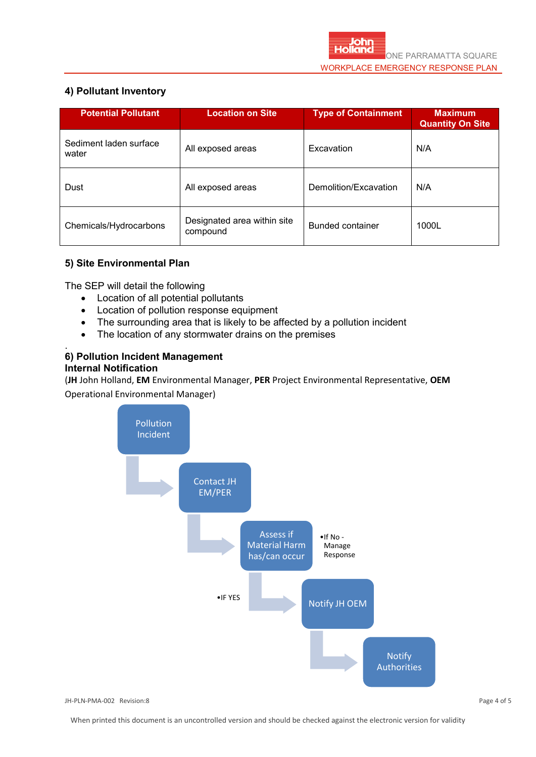## 4) Pollutant Inventory

| Potential Pollutant | Location on Site | Type of Containment | Maximum Quantity On Site |
|---|---|---|---|
| Sediment laden surface water | All exposed areas | Excavation | N/A |
| Dust | All exposed areas | Demolition/Excavation | N/A |
| Chemicals/Hydrocarbons | Designated area within site compound | Bunded container | 1000L |

## 5) Site Environmental Plan

The SEP will detail the following

- Location of all potential pollutants
- Location of pollution response equipment
- The surrounding area that is likely to be affected by a pollution incident
- The location of any stormwater drains on the premises

.

## 6) Pollution Incident Management

**Internal Notification**

(**JH** John Holland, **EM** Environmental Manager, **PER** Project Environmental Representative, **OEM** Operational Environmental Manager)

Pollution Incident → Contact JH EM/PER → Assess if Material Harm has/can occur

- If No - Manage Response
- IF YES → Notify JH OEM → Notify Authorities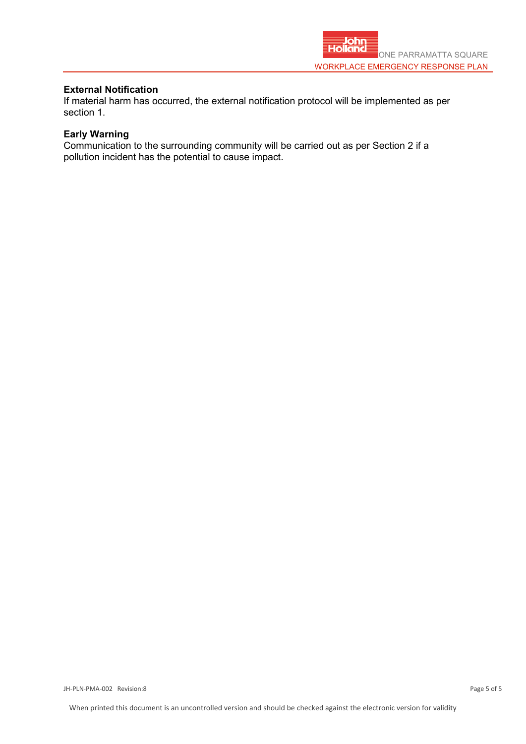**External Notification**
If material harm has occurred, the external notification protocol will be implemented as per section 1.

**Early Warning**
Communication to the surrounding community will be carried out as per Section 2 if a pollution incident has the potential to cause impact.